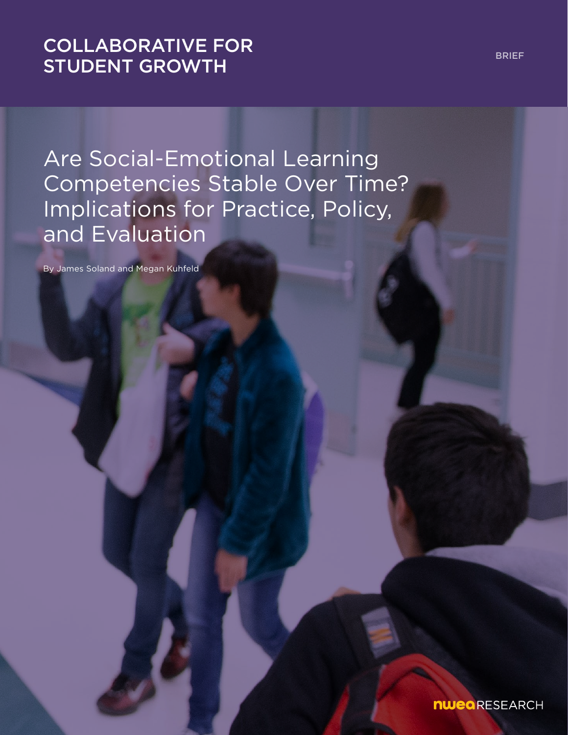COLLABORATIVE FOR STUDENT GROWTH

BRIEF

# Are Social-Emotional Learning Competencies Stable Over Time? Implications for Practice, Policy, and Evaluation

By James Soland and Megan Kuhfeld

NWEA RESEARCH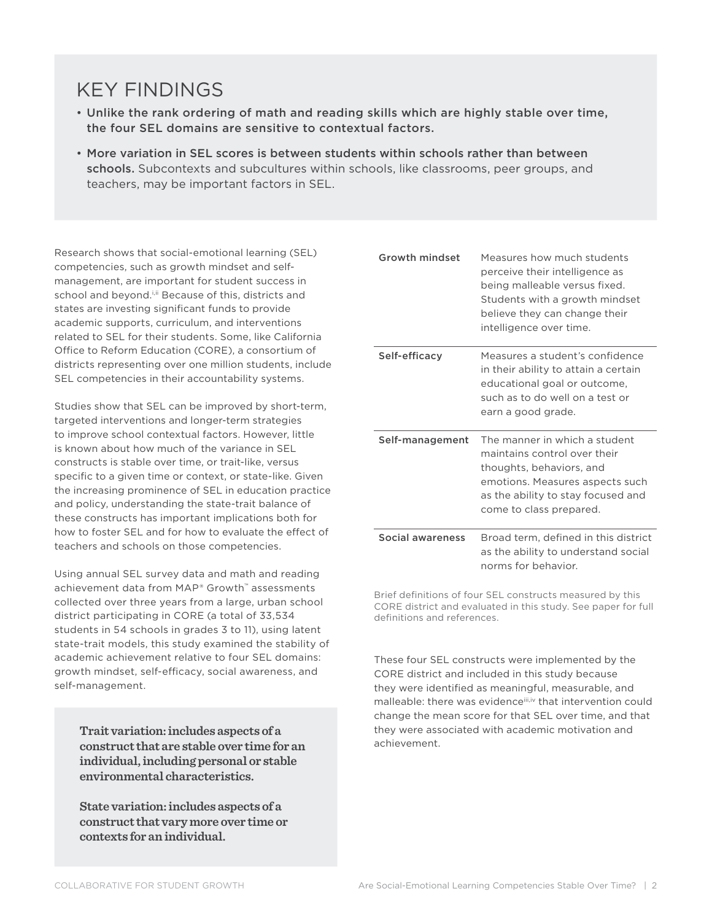## KEY FINDINGS

- **Unlike the rank ordering of math and reading skills which are highly stable over time, the four SEL domains are sensitive to contextual factors.**
- **More variation in SEL scores is between students within schools rather than between schools.** Subcontexts and subcultures within schools, like classrooms, peer groups, and teachers, may be important factors in SEL.

Research shows that social-emotional learning (SEL) competencies, such as growth mindset and self-management, are important for student success in school and beyond.[i,ii] Because of this, districts and states are investing significant funds to provide academic supports, curriculum, and interventions related to SEL for their students. Some, like California Office to Reform Education (CORE), a consortium of districts representing over one million students, include SEL competencies in their accountability systems.

Studies show that SEL can be improved by short-term, targeted interventions and longer-term strategies to improve school contextual factors. However, little is known about how much of the variance in SEL constructs is stable over time, or trait-like, versus specific to a given time or context, or state-like. Given the increasing prominence of SEL in education practice and policy, understanding the state-trait balance of these constructs has important implications both for how to foster SEL and for how to evaluate the effect of teachers and schools on those competencies.

Using annual SEL survey data and math and reading achievement data from MAP® Growth™ assessments collected over three years from a large, urban school district participating in CORE (a total of 33,534 students in 54 schools in grades 3 to 11), using latent state-trait models, this study examined the stability of academic achievement relative to four SEL domains: growth mindset, self-efficacy, social awareness, and self-management.

**Trait variation: includes aspects of a construct that are stable over time for an individual, including personal or stable environmental characteristics.**

**State variation: includes aspects of a construct that vary more over time or contexts for an individual.**

| | |
|---|---|
| **Growth mindset** | Measures how much students perceive their intelligence as being malleable versus fixed. Students with a growth mindset believe they can change their intelligence over time. |
| **Self-efficacy** | Measures a student's confidence in their ability to attain a certain educational goal or outcome, such as to do well on a test or earn a good grade. |
| **Self-management** | The manner in which a student maintains control over their thoughts, behaviors, and emotions. Measures aspects such as the ability to stay focused and come to class prepared. |
| **Social awareness** | Broad term, defined in this district as the ability to understand social norms for behavior. |

Brief definitions of four SEL constructs measured by this CORE district and evaluated in this study. See paper for full definitions and references.

These four SEL constructs were implemented by the CORE district and included in this study because they were identified as meaningful, measurable, and malleable: there was evidence[iii,iv] that intervention could change the mean score for that SEL over time, and that they were associated with academic motivation and achievement.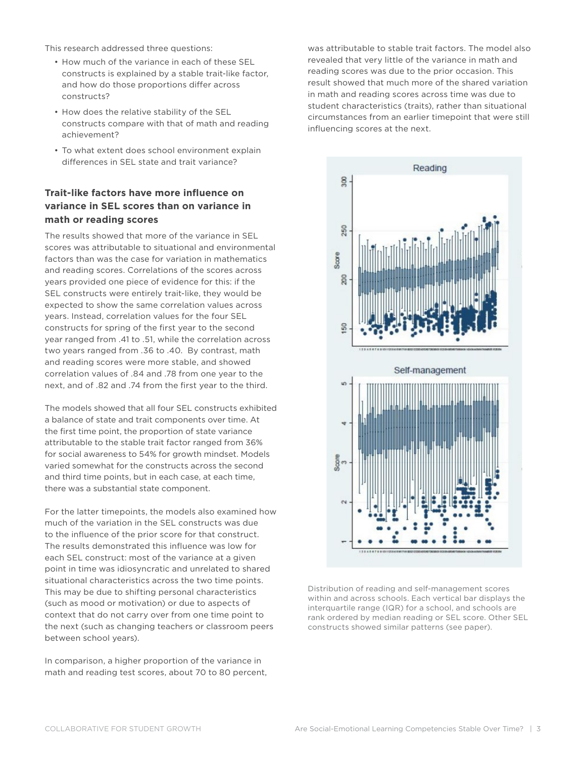This research addressed three questions:

- How much of the variance in each of these SEL constructs is explained by a stable trait-like factor, and how do those proportions differ across constructs?
- How does the relative stability of the SEL constructs compare with that of math and reading achievement?
- To what extent does school environment explain differences in SEL state and trait variance?

### Trait-like factors have more influence on variance in SEL scores than on variance in math or reading scores

The results showed that more of the variance in SEL scores was attributable to situational and environmental factors than was the case for variation in mathematics and reading scores. Correlations of the scores across years provided one piece of evidence for this: if the SEL constructs were entirely trait-like, they would be expected to show the same correlation values across years. Instead, correlation values for the four SEL constructs for spring of the first year to the second year ranged from .41 to .51, while the correlation across two years ranged from .36 to .40. By contrast, math and reading scores were more stable, and showed correlation values of .84 and .78 from one year to the next, and of .82 and .74 from the first year to the third.

The models showed that all four SEL constructs exhibited a balance of state and trait components over time. At the first time point, the proportion of state variance attributable to the stable trait factor ranged from 36% for social awareness to 54% for growth mindset. Models varied somewhat for the constructs across the second and third time points, but in each case, at each time, there was a substantial state component.

For the latter timepoints, the models also examined how much of the variation in the SEL constructs was due to the influence of the prior score for that construct. The results demonstrated this influence was low for each SEL construct: most of the variance at a given point in time was idiosyncratic and unrelated to shared situational characteristics across the two time points. This may be due to shifting personal characteristics (such as mood or motivation) or due to aspects of context that do not carry over from one time point to the next (such as changing teachers or classroom peers between school years).

In comparison, a higher proportion of the variance in math and reading test scores, about 70 to 80 percent, was attributable to stable trait factors. The model also revealed that very little of the variance in math and reading scores was due to the prior occasion. This result showed that much more of the shared variation in math and reading scores across time was due to student characteristics (traits), rather than situational circumstances from an earlier timepoint that were still influencing scores at the next.

Distribution of reading and self-management scores within and across schools. Each vertical bar displays the interquartile range (IQR) for a school, and schools are rank ordered by median reading or SEL score. Other SEL constructs showed similar patterns (see paper).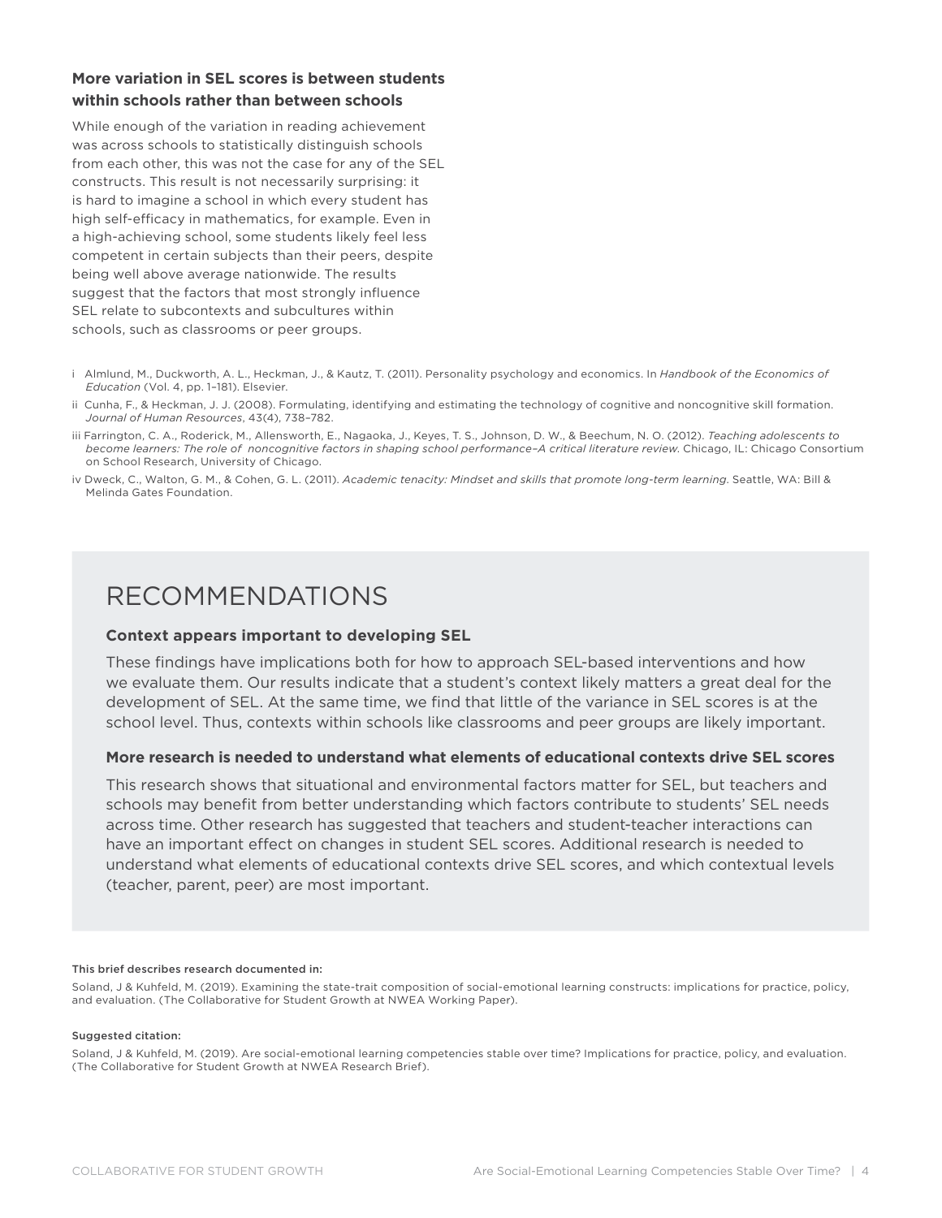**More variation in SEL scores is between students within schools rather than between schools**

While enough of the variation in reading achievement was across schools to statistically distinguish schools from each other, this was not the case for any of the SEL constructs. This result is not necessarily surprising: it is hard to imagine a school in which every student has high self-efficacy in mathematics, for example. Even in a high-achieving school, some students likely feel less competent in certain subjects than their peers, despite being well above average nationwide. The results suggest that the factors that most strongly influence SEL relate to subcontexts and subcultures within schools, such as classrooms or peer groups.

i Almlund, M., Duckworth, A. L., Heckman, J., & Kautz, T. (2011). Personality psychology and economics. In *Handbook of the Economics of Education* (Vol. 4, pp. 1–181). Elsevier.

ii Cunha, F., & Heckman, J. J. (2008). Formulating, identifying and estimating the technology of cognitive and noncognitive skill formation. *Journal of Human Resources*, 43(4), 738–782.

iii Farrington, C. A., Roderick, M., Allensworth, E., Nagaoka, J., Keyes, T. S., Johnson, D. W., & Beechum, N. O. (2012). *Teaching adolescents to become learners: The role of noncognitive factors in shaping school performance–A critical literature review*. Chicago, IL: Chicago Consortium on School Research, University of Chicago.

iv Dweck, C., Walton, G. M., & Cohen, G. L. (2011). *Academic tenacity: Mindset and skills that promote long-term learning*. Seattle, WA: Bill & Melinda Gates Foundation.

## RECOMMENDATIONS

**Context appears important to developing SEL**

These findings have implications both for how to approach SEL-based interventions and how we evaluate them. Our results indicate that a student's context likely matters a great deal for the development of SEL. At the same time, we find that little of the variance in SEL scores is at the school level. Thus, contexts within schools like classrooms and peer groups are likely important.

**More research is needed to understand what elements of educational contexts drive SEL scores**

This research shows that situational and environmental factors matter for SEL, but teachers and schools may benefit from better understanding which factors contribute to students' SEL needs across time. Other research has suggested that teachers and student-teacher interactions can have an important effect on changes in student SEL scores. Additional research is needed to understand what elements of educational contexts drive SEL scores, and which contextual levels (teacher, parent, peer) are most important.

**This brief describes research documented in:**

Soland, J & Kuhfeld, M. (2019). Examining the state-trait composition of social-emotional learning constructs: implications for practice, policy, and evaluation. (The Collaborative for Student Growth at NWEA Working Paper).

**Suggested citation:**

Soland, J & Kuhfeld, M. (2019). Are social-emotional learning competencies stable over time? Implications for practice, policy, and evaluation. (The Collaborative for Student Growth at NWEA Research Brief).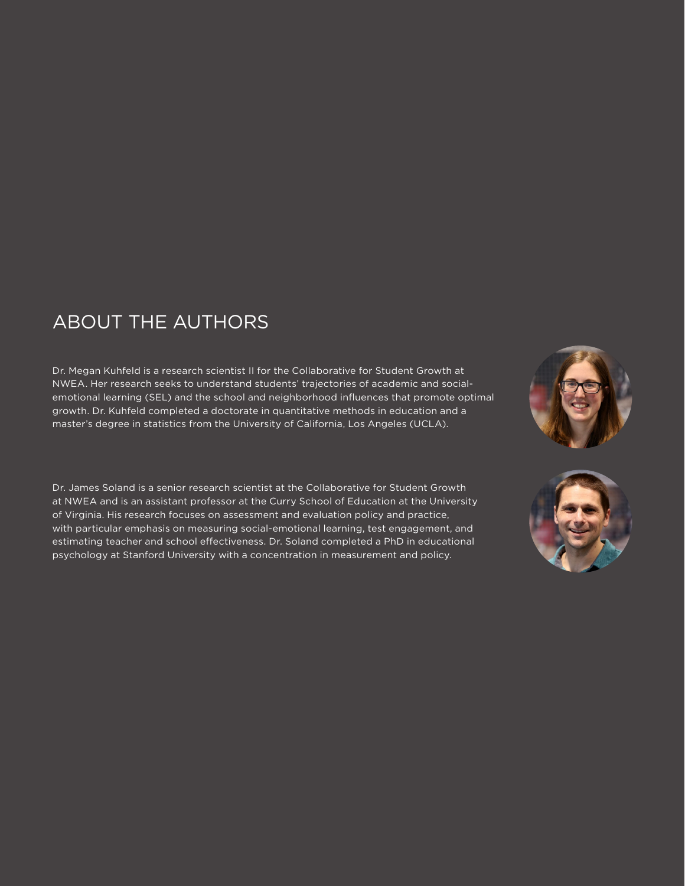## ABOUT THE AUTHORS

Dr. Megan Kuhfeld is a research scientist II for the Collaborative for Student Growth at NWEA. Her research seeks to understand students' trajectories of academic and social-emotional learning (SEL) and the school and neighborhood influences that promote optimal growth. Dr. Kuhfeld completed a doctorate in quantitative methods in education and a master's degree in statistics from the University of California, Los Angeles (UCLA).

Dr. James Soland is a senior research scientist at the Collaborative for Student Growth at NWEA and is an assistant professor at the Curry School of Education at the University of Virginia. His research focuses on assessment and evaluation policy and practice, with particular emphasis on measuring social-emotional learning, test engagement, and estimating teacher and school effectiveness. Dr. Soland completed a PhD in educational psychology at Stanford University with a concentration in measurement and policy.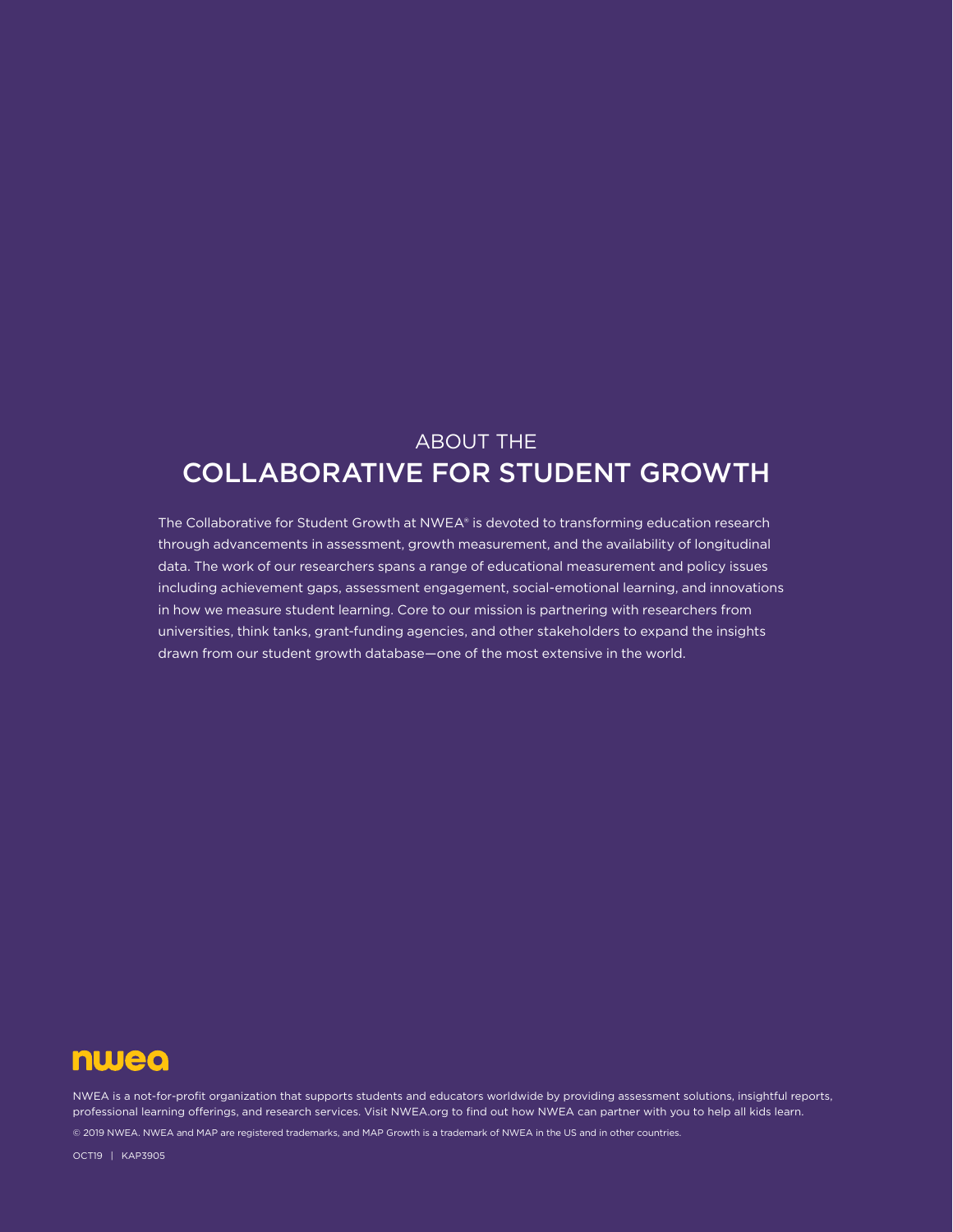## ABOUT THE
# COLLABORATIVE FOR STUDENT GROWTH

The Collaborative for Student Growth at NWEA® is devoted to transforming education research through advancements in assessment, growth measurement, and the availability of longitudinal data. The work of our researchers spans a range of educational measurement and policy issues including achievement gaps, assessment engagement, social-emotional learning, and innovations in how we measure student learning. Core to our mission is partnering with researchers from universities, think tanks, grant-funding agencies, and other stakeholders to expand the insights drawn from our student growth database—one of the most extensive in the world.

nwea

NWEA is a not-for-profit organization that supports students and educators worldwide by providing assessment solutions, insightful reports, professional learning offerings, and research services. Visit NWEA.org to find out how NWEA can partner with you to help all kids learn.

© 2019 NWEA. NWEA and MAP are registered trademarks, and MAP Growth is a trademark of NWEA in the US and in other countries.

OCT19 | KAP3905